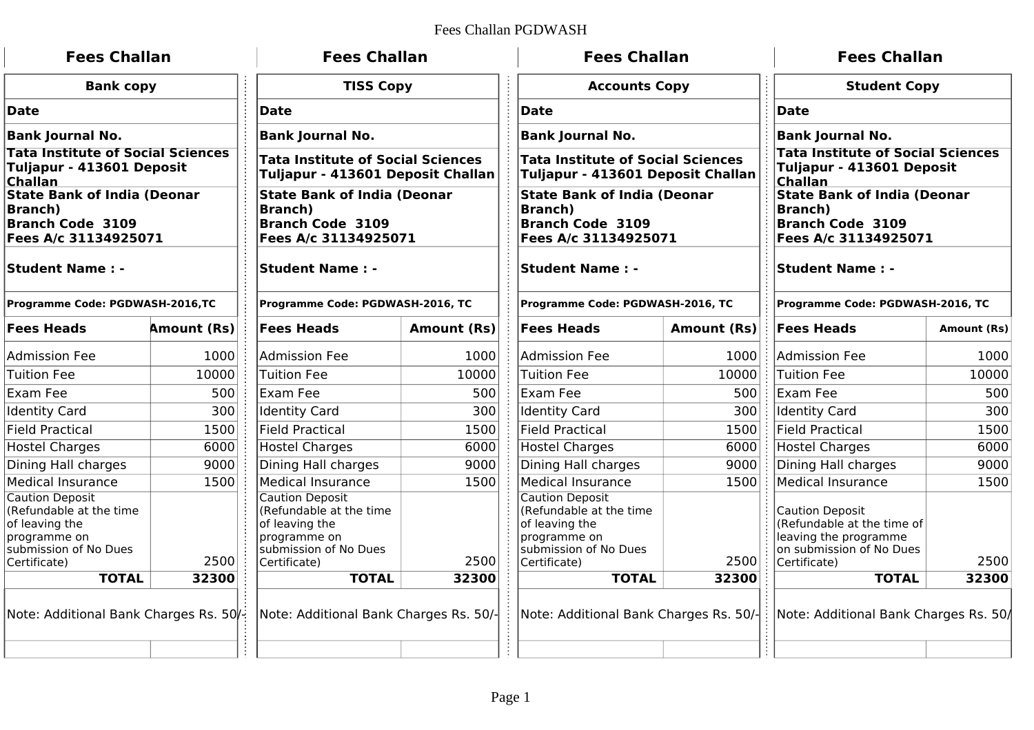Fees Challan PGDWASH

## Fees Challan

| Bank copy | |
|---|---|
| **Date** | |
| **Bank Journal No.** | |
| **Tata Institute of Social Sciences Tuljapur - 413601 Deposit Challan** | |
| **State Bank of India (Deonar Branch)**<br>**Branch Code 3109**<br>**Fees A/c 31134925071** | |
| **Student Name : -** | |
| **Programme Code: PGDWASH-2016,TC** | |
| **Fees Heads** | **Amount (Rs)** |
| Admission Fee | 1000 |
| Tuition Fee | 10000 |
| Exam Fee | 500 |
| Identity Card | 300 |
| Field Practical | 1500 |
| Hostel Charges | 6000 |
| Dining Hall charges | 9000 |
| Medical Insurance | 1500 |
| Caution Deposit (Refundable at the time of leaving the programme on submission of No Dues Certificate) | 2500 |
| **TOTAL** | **32300** |
| Note: Additional Bank Charges Rs. 50/- | |

## Fees Challan

| TISS Copy | |
|---|---|
| **Date** | |
| **Bank Journal No.** | |
| **Tata Institute of Social Sciences Tuljapur - 413601 Deposit Challan** | |
| **State Bank of India (Deonar Branch)**<br>**Branch Code 3109**<br>**Fees A/c 31134925071** | |
| **Student Name : -** | |
| **Programme Code: PGDWASH-2016, TC** | |
| **Fees Heads** | **Amount (Rs)** |
| Admission Fee | 1000 |
| Tuition Fee | 10000 |
| Exam Fee | 500 |
| Identity Card | 300 |
| Field Practical | 1500 |
| Hostel Charges | 6000 |
| Dining Hall charges | 9000 |
| Medical Insurance | 1500 |
| Caution Deposit (Refundable at the time of leaving the programme on submission of No Dues Certificate) | 2500 |
| **TOTAL** | **32300** |
| Note: Additional Bank Charges Rs. 50/- | |

## Fees Challan

| Accounts Copy | |
|---|---|
| **Date** | |
| **Bank Journal No.** | |
| **Tata Institute of Social Sciences Tuljapur - 413601 Deposit Challan** | |
| **State Bank of India (Deonar Branch)**<br>**Branch Code 3109**<br>**Fees A/c 31134925071** | |
| **Student Name : -** | |
| **Programme Code: PGDWASH-2016, TC** | |
| **Fees Heads** | **Amount (Rs)** |
| Admission Fee | 1000 |
| Tuition Fee | 10000 |
| Exam Fee | 500 |
| Identity Card | 300 |
| Field Practical | 1500 |
| Hostel Charges | 6000 |
| Dining Hall charges | 9000 |
| Medical Insurance | 1500 |
| Caution Deposit (Refundable at the time of leaving the programme on submission of No Dues Certificate) | 2500 |
| **TOTAL** | **32300** |
| Note: Additional Bank Charges Rs. 50/- | |

## Fees Challan

| Student Copy | |
|---|---|
| **Date** | |
| **Bank Journal No.** | |
| **Tata Institute of Social Sciences Tuljapur - 413601 Deposit Challan** | |
| **State Bank of India (Deonar Branch)**<br>**Branch Code 3109**<br>**Fees A/c 31134925071** | |
| **Student Name : -** | |
| **Programme Code: PGDWASH-2016, TC** | |
| **Fees Heads** | **Amount (Rs)** |
| Admission Fee | 1000 |
| Tuition Fee | 10000 |
| Exam Fee | 500 |
| Identity Card | 300 |
| Field Practical | 1500 |
| Hostel Charges | 6000 |
| Dining Hall charges | 9000 |
| Medical Insurance | 1500 |
| Caution Deposit (Refundable at the time of leaving the programme on submission of No Dues Certificate) | 2500 |
| **TOTAL** | **32300** |
| Note: Additional Bank Charges Rs. 50/ | |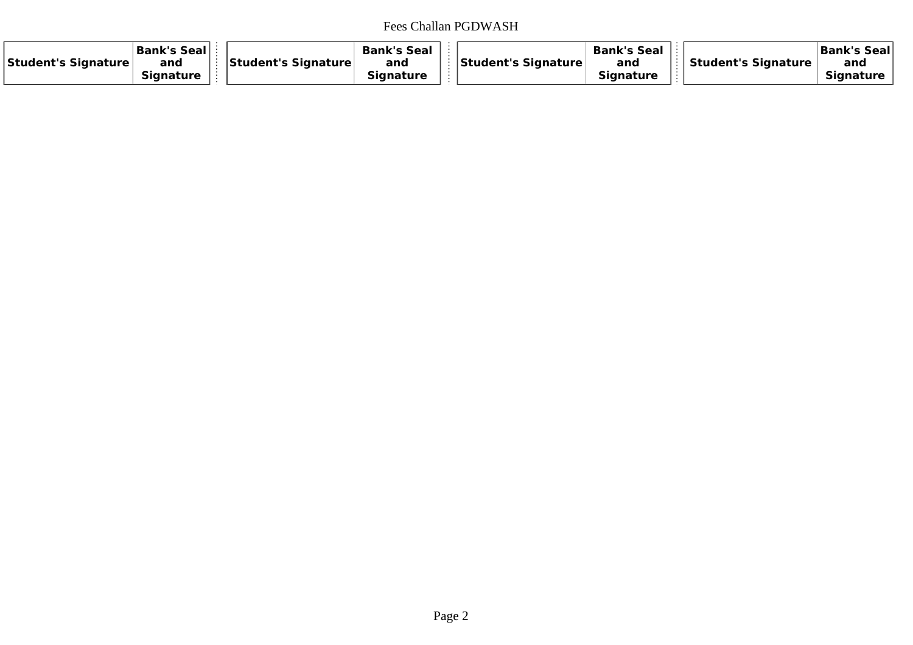Fees Challan PGDWASH

| | |
|---|---|
| **Student's Signature** | **Bank's Seal and Signature** |

| | |
|---|---|
| **Student's Signature** | **Bank's Seal and Signature** |

| | |
|---|---|
| **Student's Signature** | **Bank's Seal and Signature** |

| | |
|---|---|
| **Student's Signature** | **Bank's Seal and Signature** |